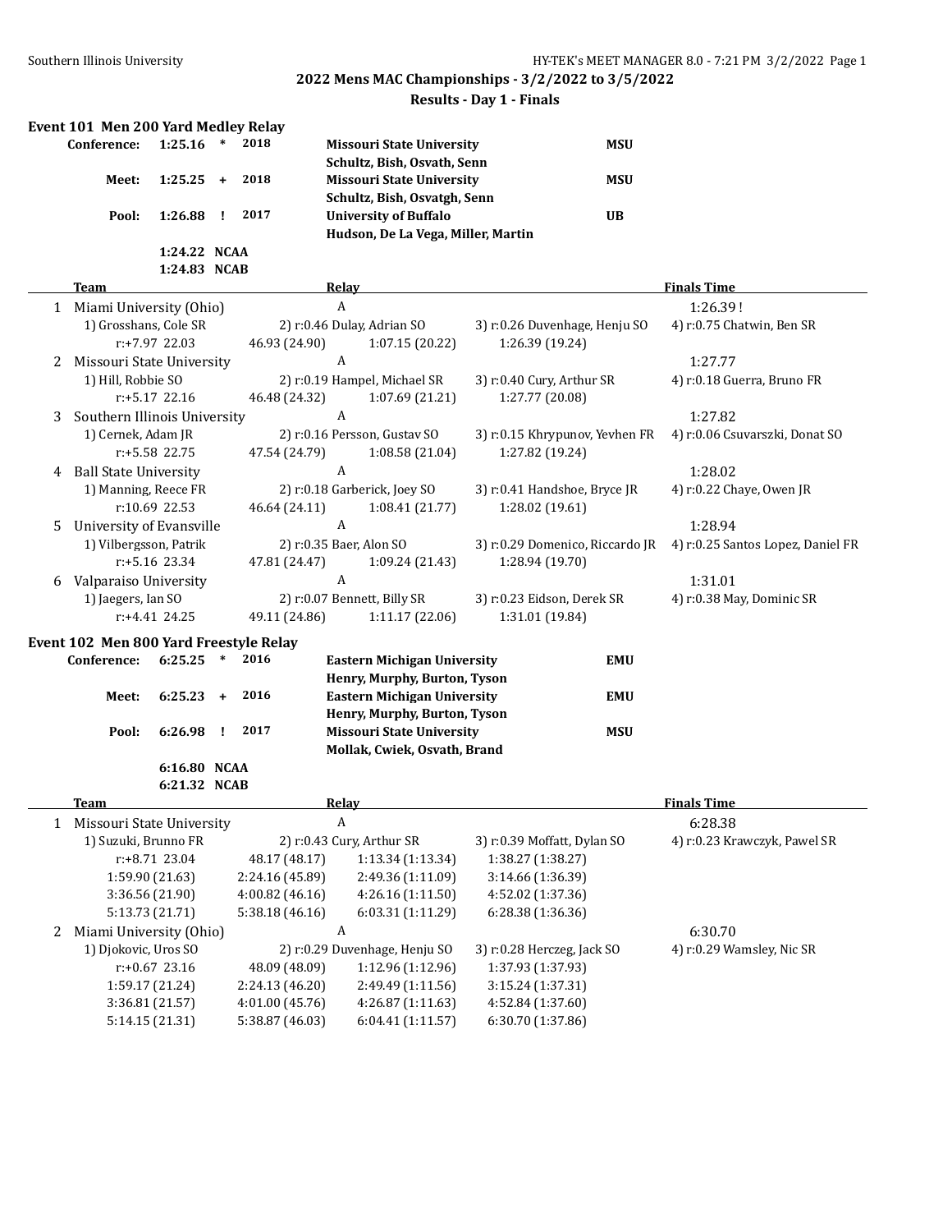## 2022 Mens MAC Championships - 3/2/2022 to 3/5/2022

### Results - Day 1 - Finals

### Event 101 Men 200 Yard Medley Relay

| | Time | | Year | Team | | Abbr |
|---|---|---|---|---|---|---|
| Conference: | 1:25.16 | * | 2018 | Missouri State University<br>Schultz, Bish, Osvath, Senn | | MSU |
| Meet: | 1:25.25 | + | 2018 | Missouri State University<br>Schultz, Bish, Osvatgh, Senn | | MSU |
| Pool: | 1:26.88 | ! | 2017 | University of Buffalo<br>Hudson, De La Vega, Miller, Martin | | UB |
| | 1:24.22 | NCAA | | | | |
| | 1:24.83 | NCAB | | | | |

| | Team | | Relay | | Finals Time |
|---|---|---|---|---|---|
| 1 | Miami University (Ohio) | | A | | 1:26.39 ! |
| | 1) Grosshans, Cole SR | 2) r:0.46 Dulay, Adrian SO | 3) r:0.26 Duvenhage, Henju SO | 4) r:0.75 Chatwin, Ben SR | |
| | r:+7.97 22.03 | 46.93 (24.90) | 1:07.15 (20.22) | 1:26.39 (19.24) | |
| 2 | Missouri State University | | A | | 1:27.77 |
| | 1) Hill, Robbie SO | 2) r:0.19 Hampel, Michael SR | 3) r:0.40 Cury, Arthur SR | 4) r:0.18 Guerra, Bruno FR | |
| | r:+5.17 22.16 | 46.48 (24.32) | 1:07.69 (21.21) | 1:27.77 (20.08) | |
| 3 | Southern Illinois University | | A | | 1:27.82 |
| | 1) Cernek, Adam JR | 2) r:0.16 Persson, Gustav SO | 3) r:0.15 Khrypunov, Yevhen FR | 4) r:0.06 Csuvarszki, Donat SO | |
| | r:+5.58 22.75 | 47.54 (24.79) | 1:08.58 (21.04) | 1:27.82 (19.24) | |
| 4 | Ball State University | | A | | 1:28.02 |
| | 1) Manning, Reece FR | 2) r:0.18 Garberick, Joey SO | 3) r:0.41 Handshoe, Bryce JR | 4) r:0.22 Chaye, Owen JR | |
| | r:10.69 22.53 | 46.64 (24.11) | 1:08.41 (21.77) | 1:28.02 (19.61) | |
| 5 | University of Evansville | | A | | 1:28.94 |
| | 1) Vilbergsson, Patrik | 2) r:0.35 Baer, Alon SO | 3) r:0.29 Domenico, Riccardo JR | 4) r:0.25 Santos Lopez, Daniel FR | |
| | r:+5.16 23.34 | 47.81 (24.47) | 1:09.24 (21.43) | 1:28.94 (19.70) | |
| 6 | Valparaiso University | | A | | 1:31.01 |
| | 1) Jaegers, Ian SO | 2) r:0.07 Bennett, Billy SR | 3) r:0.23 Eidson, Derek SR | 4) r:0.38 May, Dominic SR | |
| | r:+4.41 24.25 | 49.11 (24.86) | 1:11.17 (22.06) | 1:31.01 (19.84) | |

### Event 102 Men 800 Yard Freestyle Relay

| | Time | | Year | Team | | Abbr |
|---|---|---|---|---|---|---|
| Conference: | 6:25.25 | * | 2016 | Eastern Michigan University<br>Henry, Murphy, Burton, Tyson | | EMU |
| Meet: | 6:25.23 | + | 2016 | Eastern Michigan University<br>Henry, Murphy, Burton, Tyson | | EMU |
| Pool: | 6:26.98 | ! | 2017 | Missouri State University<br>Mollak, Cwiek, Osvath, Brand | | MSU |
| | 6:16.80 | NCAA | | | | |
| | 6:21.32 | NCAB | | | | |

| | Team | | Relay | | Finals Time |
|---|---|---|---|---|---|
| 1 | Missouri State University | | A | | 6:28.38 |
| | 1) Suzuki, Brunno FR | 2) r:0.43 Cury, Arthur SR | 3) r:0.39 Moffatt, Dylan SO | 4) r:0.23 Krawczyk, Pawel SR | |
| | r:+8.71 23.04 | 48.17 (48.17) | 1:13.34 (1:13.34) | 1:38.27 (1:38.27) | |
| | 1:59.90 (21.63) | 2:24.16 (45.89) | 2:49.36 (1:11.09) | 3:14.66 (1:36.39) | |
| | 3:36.56 (21.90) | 4:00.82 (46.16) | 4:26.16 (1:11.50) | 4:52.02 (1:37.36) | |
| | 5:13.73 (21.71) | 5:38.18 (46.16) | 6:03.31 (1:11.29) | 6:28.38 (1:36.36) | |
| 2 | Miami University (Ohio) | | A | | 6:30.70 |
| | 1) Djokovic, Uros SO | 2) r:0.29 Duvenhage, Henju SO | 3) r:0.28 Herczeg, Jack SO | 4) r:0.29 Wamsley, Nic SR | |
| | r:+0.67 23.16 | 48.09 (48.09) | 1:12.96 (1:12.96) | 1:37.93 (1:37.93) | |
| | 1:59.17 (21.24) | 2:24.13 (46.20) | 2:49.49 (1:11.56) | 3:15.24 (1:37.31) | |
| | 3:36.81 (21.57) | 4:01.00 (45.76) | 4:26.87 (1:11.63) | 4:52.84 (1:37.60) | |
| | 5:14.15 (21.31) | 5:38.87 (46.03) | 6:04.41 (1:11.57) | 6:30.70 (1:37.86) | |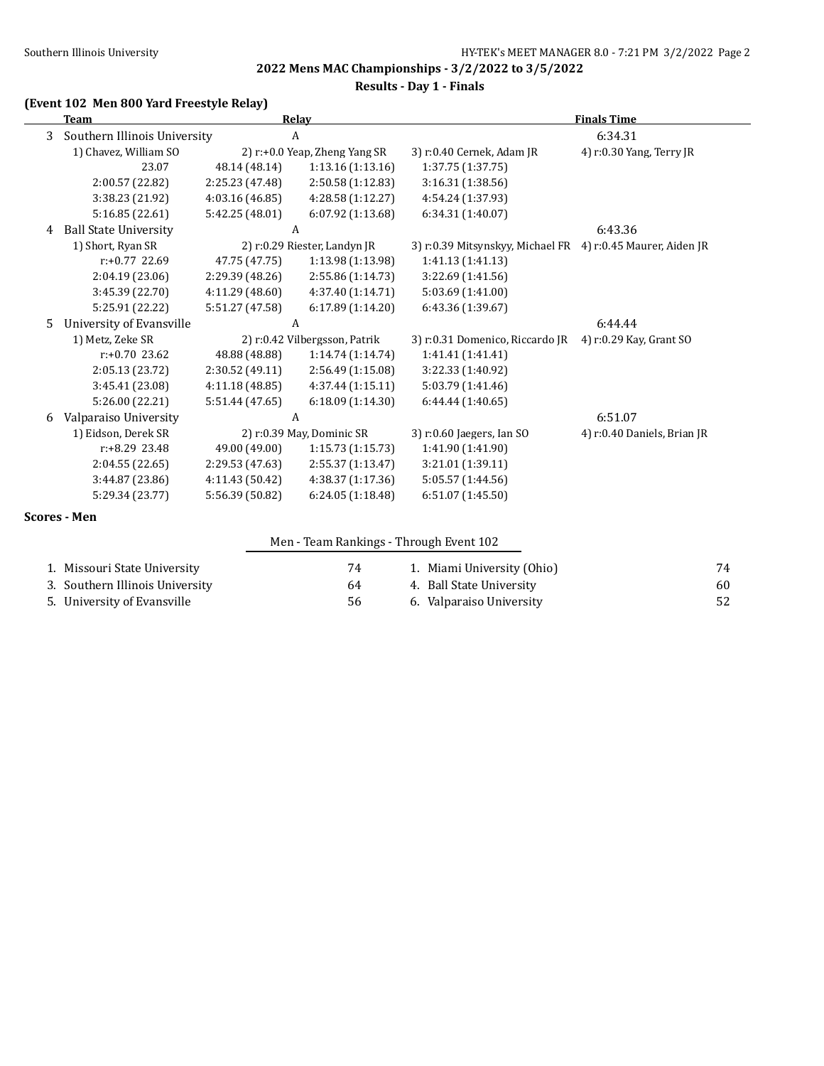## 2022 Mens MAC Championships - 3/2/2022 to 3/5/2022

### Results - Day 1 - Finals

**(Event 102 Men 800 Yard Freestyle Relay)**

| | Team | Relay | | Finals Time |
|---|---|---|---|---|
| 3 | Southern Illinois University | A | | 6:34.31 |

1) Chavez, William SO — 2) r:+0.0 Yeap, Zheng Yang SR — 3) r:0.40 Cernek, Adam JR — 4) r:0.30 Yang, Terry JR

| | | | |
|---|---|---|---|
| 23.07 | 48.14 (48.14) | 1:13.16 (1:13.16) | 1:37.75 (1:37.75) |
| 2:00.57 (22.82) | 2:25.23 (47.48) | 2:50.58 (1:12.83) | 3:16.31 (1:38.56) |
| 3:38.23 (21.92) | 4:03.16 (46.85) | 4:28.58 (1:12.27) | 4:54.24 (1:37.93) |
| 5:16.85 (22.61) | 5:42.25 (48.01) | 6:07.92 (1:13.68) | 6:34.31 (1:40.07) |

| | Team | Relay | | Finals Time |
|---|---|---|---|---|
| 4 | Ball State University | A | | 6:43.36 |

1) Short, Ryan SR — 2) r:0.29 Riester, Landyn JR — 3) r:0.39 Mitsynskyy, Michael FR — 4) r:0.45 Maurer, Aiden JR

| | | | |
|---|---|---|---|
| r:+0.77 22.69 | 47.75 (47.75) | 1:13.98 (1:13.98) | 1:41.13 (1:41.13) |
| 2:04.19 (23.06) | 2:29.39 (48.26) | 2:55.86 (1:14.73) | 3:22.69 (1:41.56) |
| 3:45.39 (22.70) | 4:11.29 (48.60) | 4:37.40 (1:14.71) | 5:03.69 (1:41.00) |
| 5:25.91 (22.22) | 5:51.27 (47.58) | 6:17.89 (1:14.20) | 6:43.36 (1:39.67) |

| | Team | Relay | | Finals Time |
|---|---|---|---|---|
| 5 | University of Evansville | A | | 6:44.44 |

1) Metz, Zeke SR — 2) r:0.42 Vilbergsson, Patrik — 3) r:0.31 Domenico, Riccardo JR — 4) r:0.29 Kay, Grant SO

| | | | |
|---|---|---|---|
| r:+0.70 23.62 | 48.88 (48.88) | 1:14.74 (1:14.74) | 1:41.41 (1:41.41) |
| 2:05.13 (23.72) | 2:30.52 (49.11) | 2:56.49 (1:15.08) | 3:22.33 (1:40.92) |
| 3:45.41 (23.08) | 4:11.18 (48.85) | 4:37.44 (1:15.11) | 5:03.79 (1:41.46) |
| 5:26.00 (22.21) | 5:51.44 (47.65) | 6:18.09 (1:14.30) | 6:44.44 (1:40.65) |

| | Team | Relay | | Finals Time |
|---|---|---|---|---|
| 6 | Valparaiso University | A | | 6:51.07 |

1) Eidson, Derek SR — 2) r:0.39 May, Dominic SR — 3) r:0.60 Jaegers, Ian SO — 4) r:0.40 Daniels, Brian JR

| | | | |
|---|---|---|---|
| r:+8.29 23.48 | 49.00 (49.00) | 1:15.73 (1:15.73) | 1:41.90 (1:41.90) |
| 2:04.55 (22.65) | 2:29.53 (47.63) | 2:55.37 (1:13.47) | 3:21.01 (1:39.11) |
| 3:44.87 (23.86) | 4:11.43 (50.42) | 4:38.37 (1:17.36) | 5:05.57 (1:44.56) |
| 5:29.34 (23.77) | 5:56.39 (50.82) | 6:24.05 (1:18.48) | 6:51.07 (1:45.50) |

### Scores - Men

Men - Team Rankings - Through Event 102

| Rank | Team | Score | Rank | Team | Score |
|---|---|---|---|---|---|
| 1. | Missouri State University | 74 | 1. | Miami University (Ohio) | 74 |
| 3. | Southern Illinois University | 64 | 4. | Ball State University | 60 |
| 5. | University of Evansville | 56 | 6. | Valparaiso University | 52 |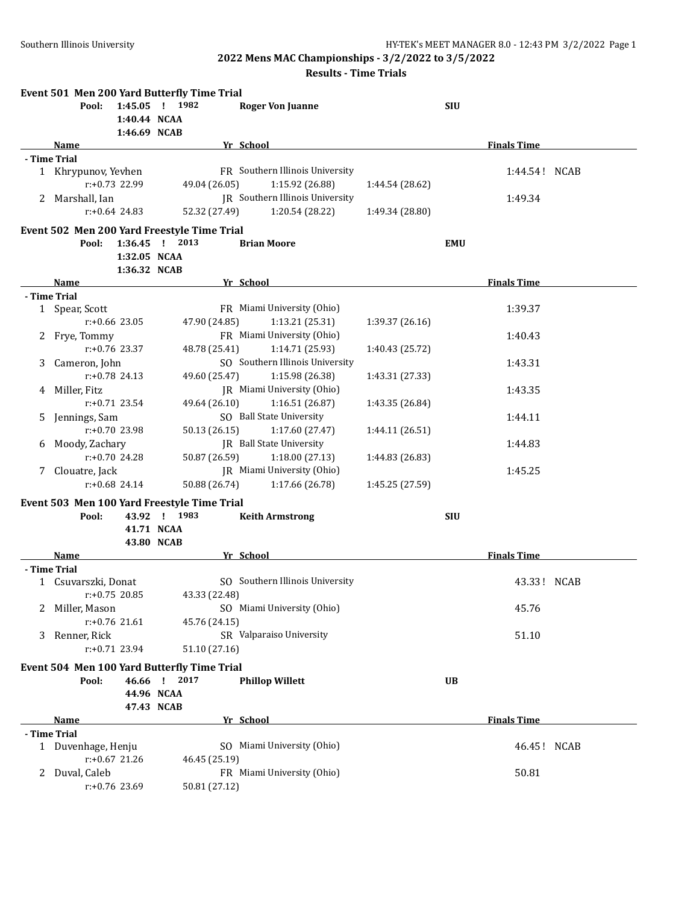## 2022 Mens MAC Championships - 3/2/2022 to 3/5/2022

### Results - Time Trials

#### Event 501 Men 200 Yard Butterfly Time Trial

Pool: 1:45.05 ! 1982 Roger Von Juanne SIU
1:40.44 NCAA
1:46.69 NCAB

| Name | Yr | School | | | | Finals Time |
|---|---|---|---|---|---|---|
| **- Time Trial** | | | | | | |
| 1 Khrypunov, Yevhen | FR | Southern Illinois University | | | | 1:44.54 ! NCAB |
| r:+0.73 22.99 | | 49.04 (26.05) | 1:15.92 (26.88) | 1:44.54 (28.62) | | |
| 2 Marshall, Ian | JR | Southern Illinois University | | | | 1:49.34 |
| r:+0.64 24.83 | | 52.32 (27.49) | 1:20.54 (28.22) | 1:49.34 (28.80) | | |

#### Event 502 Men 200 Yard Freestyle Time Trial

Pool: 1:36.45 ! 2013 Brian Moore EMU
1:32.05 NCAA
1:36.32 NCAB

| Name | Yr | School | | | | Finals Time |
|---|---|---|---|---|---|---|
| **- Time Trial** | | | | | | |
| 1 Spear, Scott | FR | Miami University (Ohio) | | | | 1:39.37 |
| r:+0.66 23.05 | | 47.90 (24.85) | 1:13.21 (25.31) | 1:39.37 (26.16) | | |
| 2 Frye, Tommy | FR | Miami University (Ohio) | | | | 1:40.43 |
| r:+0.76 23.37 | | 48.78 (25.41) | 1:14.71 (25.93) | 1:40.43 (25.72) | | |
| 3 Cameron, John | SO | Southern Illinois University | | | | 1:43.31 |
| r:+0.78 24.13 | | 49.60 (25.47) | 1:15.98 (26.38) | 1:43.31 (27.33) | | |
| 4 Miller, Fitz | JR | Miami University (Ohio) | | | | 1:43.35 |
| r:+0.71 23.54 | | 49.64 (26.10) | 1:16.51 (26.87) | 1:43.35 (26.84) | | |
| 5 Jennings, Sam | SO | Ball State University | | | | 1:44.11 |
| r:+0.70 23.98 | | 50.13 (26.15) | 1:17.60 (27.47) | 1:44.11 (26.51) | | |
| 6 Moody, Zachary | JR | Ball State University | | | | 1:44.83 |
| r:+0.70 24.28 | | 50.87 (26.59) | 1:18.00 (27.13) | 1:44.83 (26.83) | | |
| 7 Clouatre, Jack | JR | Miami University (Ohio) | | | | 1:45.25 |
| r:+0.68 24.14 | | 50.88 (26.74) | 1:17.66 (26.78) | 1:45.25 (27.59) | | |

#### Event 503 Men 100 Yard Freestyle Time Trial

Pool: 43.92 ! 1983 Keith Armstrong SIU
41.71 NCAA
43.80 NCAB

| Name | Yr | School | | Finals Time |
|---|---|---|---|---|
| **- Time Trial** | | | | |
| 1 Csuvarszki, Donat | SO | Southern Illinois University | | 43.33 ! NCAB |
| r:+0.75 20.85 | | 43.33 (22.48) | | |
| 2 Miller, Mason | SO | Miami University (Ohio) | | 45.76 |
| r:+0.76 21.61 | | 45.76 (24.15) | | |
| 3 Renner, Rick | SR | Valparaiso University | | 51.10 |
| r:+0.71 23.94 | | 51.10 (27.16) | | |

#### Event 504 Men 100 Yard Butterfly Time Trial

Pool: 46.66 ! 2017 Phillop Willett UB
44.96 NCAA
47.43 NCAB

| Name | Yr | School | | Finals Time |
|---|---|---|---|---|
| **- Time Trial** | | | | |
| 1 Duvenhage, Henju | SO | Miami University (Ohio) | | 46.45 ! NCAB |
| r:+0.67 21.26 | | 46.45 (25.19) | | |
| 2 Duval, Caleb | FR | Miami University (Ohio) | | 50.81 |
| r:+0.76 23.69 | | 50.81 (27.12) | | |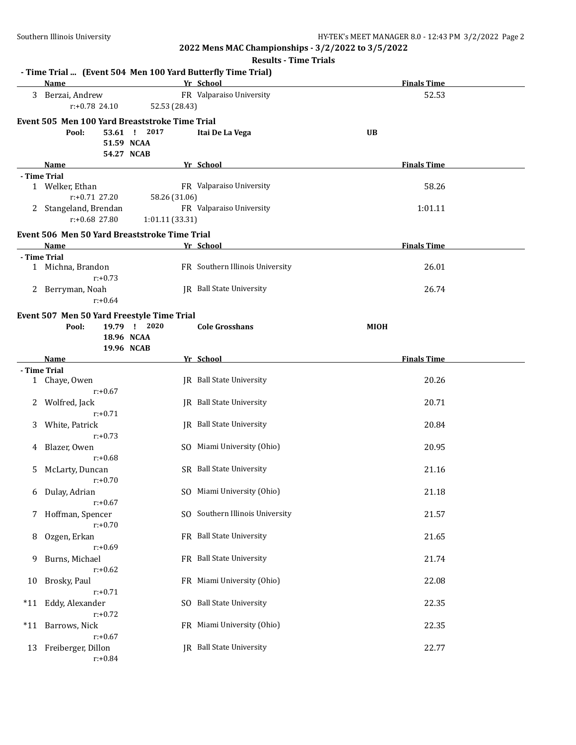## 2022 Mens MAC Championships - 3/2/2022 to 3/5/2022

### Results - Time Trials

**- Time Trial ... (Event 504 Men 100 Yard Butterfly Time Trial)**

| | Name | Yr | School | Finals Time |
|---|---|---|---|---|
| 3 | Berzai, Andrew | FR | Valparaiso University | 52.53 |
| | r:+0.78 24.10 52.53 (28.43) | | | |

### Event 505 Men 100 Yard Breaststroke Time Trial

**Pool:** 53.61 ! 2017 **Itai De La Vega** **UB**
**51.59 NCAA**
**54.27 NCAB**

| | Name | Yr | School | Finals Time |
|---|---|---|---|---|
| **- Time Trial** | | | | |
| 1 | Welker, Ethan | FR | Valparaiso University | 58.26 |
| | r:+0.71 27.20 58.26 (31.06) | | | |
| 2 | Stangeland, Brendan | FR | Valparaiso University | 1:01.11 |
| | r:+0.68 27.80 1:01.11 (33.31) | | | |

### Event 506 Men 50 Yard Breaststroke Time Trial

| | Name | Yr | School | Finals Time |
|---|---|---|---|---|
| **- Time Trial** | | | | |
| 1 | Michna, Brandon | FR | Southern Illinois University | 26.01 |
| | r:+0.73 | | | |
| 2 | Berryman, Noah | JR | Ball State University | 26.74 |
| | r:+0.64 | | | |

### Event 507 Men 50 Yard Freestyle Time Trial

**Pool:** 19.79 ! 2020 **Cole Grosshans** **MIOH**
**18.96 NCAA**
**19.96 NCAB**

| | Name | Yr | School | Finals Time |
|---|---|---|---|---|
| **- Time Trial** | | | | |
| 1 | Chaye, Owen | JR | Ball State University | 20.26 |
| | r:+0.67 | | | |
| 2 | Wolfred, Jack | JR | Ball State University | 20.71 |
| | r:+0.71 | | | |
| 3 | White, Patrick | JR | Ball State University | 20.84 |
| | r:+0.73 | | | |
| 4 | Blazer, Owen | SO | Miami University (Ohio) | 20.95 |
| | r:+0.68 | | | |
| 5 | McLarty, Duncan | SR | Ball State University | 21.16 |
| | r:+0.70 | | | |
| 6 | Dulay, Adrian | SO | Miami University (Ohio) | 21.18 |
| | r:+0.67 | | | |
| 7 | Hoffman, Spencer | SO | Southern Illinois University | 21.57 |
| | r:+0.70 | | | |
| 8 | Ozgen, Erkan | FR | Ball State University | 21.65 |
| | r:+0.69 | | | |
| 9 | Burns, Michael | FR | Ball State University | 21.74 |
| | r:+0.62 | | | |
| 10 | Brosky, Paul | FR | Miami University (Ohio) | 22.08 |
| | r:+0.71 | | | |
| *11 | Eddy, Alexander | SO | Ball State University | 22.35 |
| | r:+0.72 | | | |
| *11 | Barrows, Nick | FR | Miami University (Ohio) | 22.35 |
| | r:+0.67 | | | |
| 13 | Freiberger, Dillon | JR | Ball State University | 22.77 |
| | r:+0.84 | | | |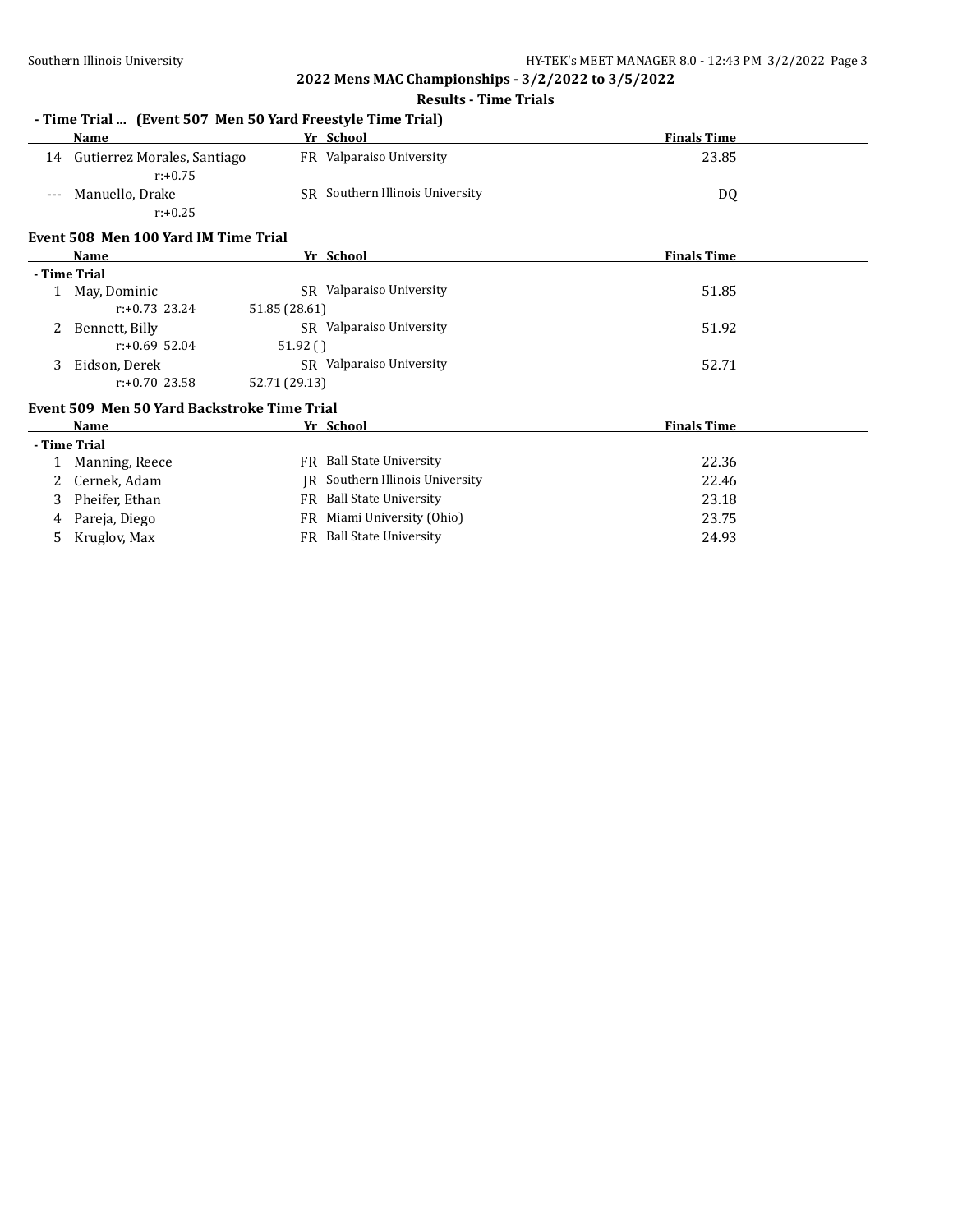## 2022 Mens MAC Championships - 3/2/2022 to 3/5/2022

### Results - Time Trials

**- Time Trial ... (Event 507 Men 50 Yard Freestyle Time Trial)**

| | Name | Yr | School | Finals Time |
|---|---|---|---|---|
| 14 | Gutierrez Morales, Santiago | FR | Valparaiso University | 23.85 |
| | r:+0.75 | | | |
| --- | Manuello, Drake | SR | Southern Illinois University | DQ |
| | r:+0.25 | | | |

**Event 508 Men 100 Yard IM Time Trial**

| | Name | Yr | School | Finals Time |
|---|---|---|---|---|
| **- Time Trial** | | | | |
| 1 | May, Dominic | SR | Valparaiso University | 51.85 |
| | r:+0.73 23.24 | 51.85 (28.61) | | |
| 2 | Bennett, Billy | SR | Valparaiso University | 51.92 |
| | r:+0.69 52.04 | 51.92 ( ) | | |
| 3 | Eidson, Derek | SR | Valparaiso University | 52.71 |
| | r:+0.70 23.58 | 52.71 (29.13) | | |

**Event 509 Men 50 Yard Backstroke Time Trial**

| | Name | Yr | School | Finals Time |
|---|---|---|---|---|
| **- Time Trial** | | | | |
| 1 | Manning, Reece | FR | Ball State University | 22.36 |
| 2 | Cernek, Adam | JR | Southern Illinois University | 22.46 |
| 3 | Pheifer, Ethan | FR | Ball State University | 23.18 |
| 4 | Pareja, Diego | FR | Miami University (Ohio) | 23.75 |
| 5 | Kruglov, Max | FR | Ball State University | 24.93 |